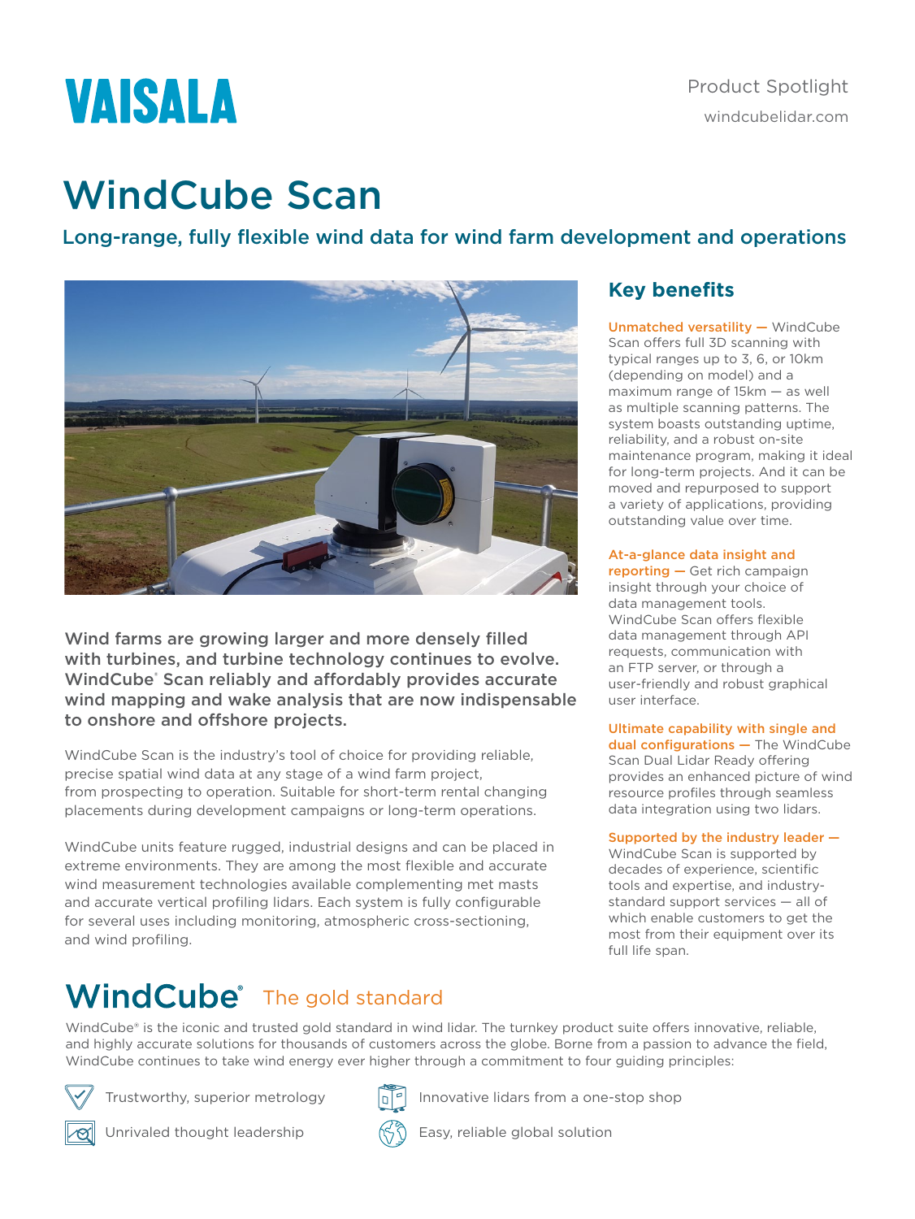VAISALA

Product Spotlight
windcubelidar.com

# WindCube Scan

## Long-range, fully flexible wind data for wind farm development and operations

**Wind farms are growing larger and more densely filled with turbines, and turbine technology continues to evolve. WindCube® Scan reliably and affordably provides accurate wind mapping and wake analysis that are now indispensable to onshore and offshore projects.**

WindCube Scan is the industry's tool of choice for providing reliable, precise spatial wind data at any stage of a wind farm project, from prospecting to operation. Suitable for short-term rental changing placements during development campaigns or long-term operations.

WindCube units feature rugged, industrial designs and can be placed in extreme environments. They are among the most flexible and accurate wind measurement technologies available complementing met masts and accurate vertical profiling lidars. Each system is fully configurable for several uses including monitoring, atmospheric cross-sectioning, and wind profiling.

## Key benefits

**Unmatched versatility —** WindCube Scan offers full 3D scanning with typical ranges up to 3, 6, or 10km (depending on model) and a maximum range of 15km — as well as multiple scanning patterns. The system boasts outstanding uptime, reliability, and a robust on-site maintenance program, making it ideal for long-term projects. And it can be moved and repurposed to support a variety of applications, providing outstanding value over time.

**At-a-glance data insight and reporting —** Get rich campaign insight through your choice of data management tools. WindCube Scan offers flexible data management through API requests, communication with an FTP server, or through a user-friendly and robust graphical user interface.

**Ultimate capability with single and dual configurations —** The WindCube Scan Dual Lidar Ready offering provides an enhanced picture of wind resource profiles through seamless data integration using two lidars.

**Supported by the industry leader —** WindCube Scan is supported by decades of experience, scientific tools and expertise, and industry-standard support services — all of which enable customers to get the most from their equipment over its full life span.

## WindCube® The gold standard

WindCube® is the iconic and trusted gold standard in wind lidar. The turnkey product suite offers innovative, reliable, and highly accurate solutions for thousands of customers across the globe. Borne from a passion to advance the field, WindCube continues to take wind energy ever higher through a commitment to four guiding principles:

- Trustworthy, superior metrology
- Innovative lidars from a one-stop shop
- Unrivaled thought leadership
- Easy, reliable global solution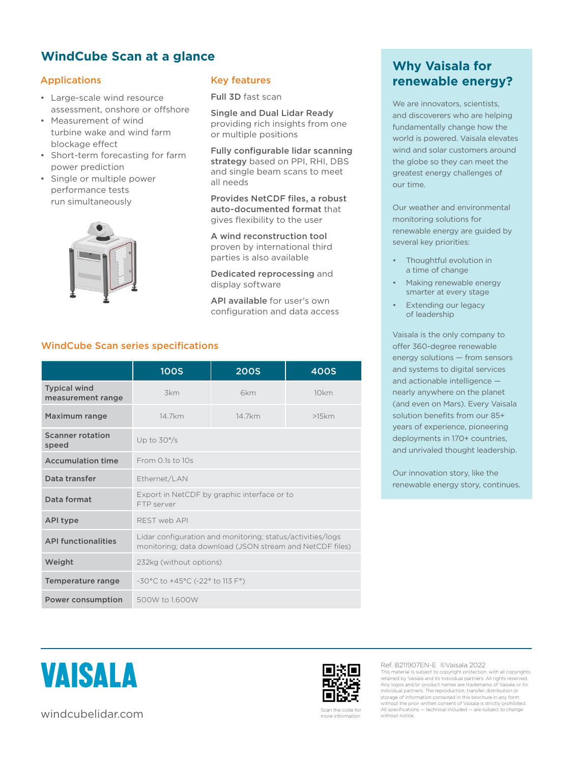# WindCube Scan at a glance

## Applications

- Large-scale wind resource assessment, onshore or offshore
- Measurement of wind turbine wake and wind farm blockage effect
- Short-term forecasting for farm power prediction
- Single or multiple power performance tests run simultaneously

## Key features

**Full 3D** fast scan

**Single and Dual Lidar Ready** providing rich insights from one or multiple positions

**Fully configurable lidar scanning strategy** based on PPI, RHI, DBS and single beam scans to meet all needs

**Provides NetCDF files, a robust auto-documented format** that gives flexibility to the user

**A wind reconstruction tool** proven by international third parties is also available

**Dedicated reprocessing** and display software

**API available** for user's own configuration and data access

## WindCube Scan series specifications

| | 100S | 200S | 400S |
|---|---|---|---|
| **Typical wind measurement range** | 3km | 6km | 10km |
| **Maximum range** | 14.7km | 14.7km | >15km |
| **Scanner rotation speed** | Up to 30°/s | | |
| **Accumulation time** | From 0.1s to 10s | | |
| **Data transfer** | Ethernet/LAN | | |
| **Data format** | Export in NetCDF by graphic interface or to FTP server | | |
| **API type** | REST web API | | |
| **API functionalities** | Lidar configuration and monitoring; status/activities/logs monitoring; data download (JSON stream and NetCDF files) | | |
| **Weight** | 232kg (without options) | | |
| **Temperature range** | -30°C to +45°C (-22° to 113 F°) | | |
| **Power consumption** | 500W to 1.600W | | |

## Why Vaisala for renewable energy?

We are innovators, scientists, and discoverers who are helping fundamentally change how the world is powered. Vaisala elevates wind and solar customers around the globe so they can meet the greatest energy challenges of our time.

Our weather and environmental monitoring solutions for renewable energy are guided by several key priorities:

- Thoughtful evolution in a time of change
- Making renewable energy smarter at every stage
- Extending our legacy of leadership

Vaisala is the only company to offer 360-degree renewable energy solutions — from sensors and systems to digital services and actionable intelligence — nearly anywhere on the planet (and even on Mars). Every Vaisala solution benefits from our 85+ years of experience, pioneering deployments in 170+ countries, and unrivaled thought leadership.

Our innovation story, like the renewable energy story, continues.

VAISALA

windcubelidar.com

Scan the code for more information

Ref. B211907EN-E ©Vaisala 2022

This material is subject to copyright protection, with all copyrights retained by Vaisala and its individual partners. All rights reserved. Any logos and/or product names are trademarks of Vaisala or its individual partners. The reproduction, transfer, distribution or storage of information contained in this brochure in any form without the prior written consent of Vaisala is strictly prohibited. All specifications — technical included — are subject to change without notice.